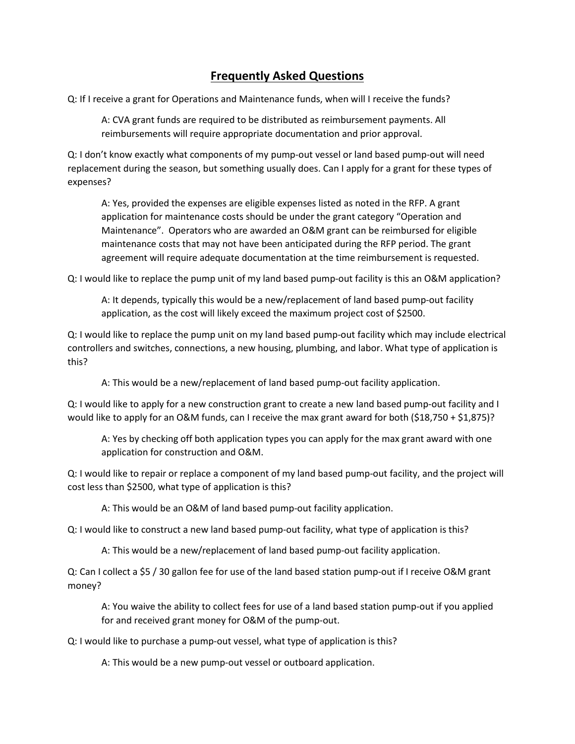# Frequently Asked Questions

Q: If I receive a grant for Operations and Maintenance funds, when will I receive the funds?

> A: CVA grant funds are required to be distributed as reimbursement payments. All reimbursements will require appropriate documentation and prior approval.

Q: I don't know exactly what components of my pump-out vessel or land based pump-out will need replacement during the season, but something usually does. Can I apply for a grant for these types of expenses?

> A: Yes, provided the expenses are eligible expenses listed as noted in the RFP. A grant application for maintenance costs should be under the grant category "Operation and Maintenance". Operators who are awarded an O&M grant can be reimbursed for eligible maintenance costs that may not have been anticipated during the RFP period. The grant agreement will require adequate documentation at the time reimbursement is requested.

Q: I would like to replace the pump unit of my land based pump-out facility is this an O&M application?

> A: It depends, typically this would be a new/replacement of land based pump-out facility application, as the cost will likely exceed the maximum project cost of $2500.

Q: I would like to replace the pump unit on my land based pump-out facility which may include electrical controllers and switches, connections, a new housing, plumbing, and labor. What type of application is this?

> A: This would be a new/replacement of land based pump-out facility application.

Q: I would like to apply for a new construction grant to create a new land based pump-out facility and I would like to apply for an O&M funds, can I receive the max grant award for both ($18,750 + $1,875)?

> A: Yes by checking off both application types you can apply for the max grant award with one application for construction and O&M.

Q: I would like to repair or replace a component of my land based pump-out facility, and the project will cost less than $2500, what type of application is this?

> A: This would be an O&M of land based pump-out facility application.

Q: I would like to construct a new land based pump-out facility, what type of application is this?

> A: This would be a new/replacement of land based pump-out facility application.

Q: Can I collect a $5 / 30 gallon fee for use of the land based station pump-out if I receive O&M grant money?

> A: You waive the ability to collect fees for use of a land based station pump-out if you applied for and received grant money for O&M of the pump-out.

Q: I would like to purchase a pump-out vessel, what type of application is this?

> A: This would be a new pump-out vessel or outboard application.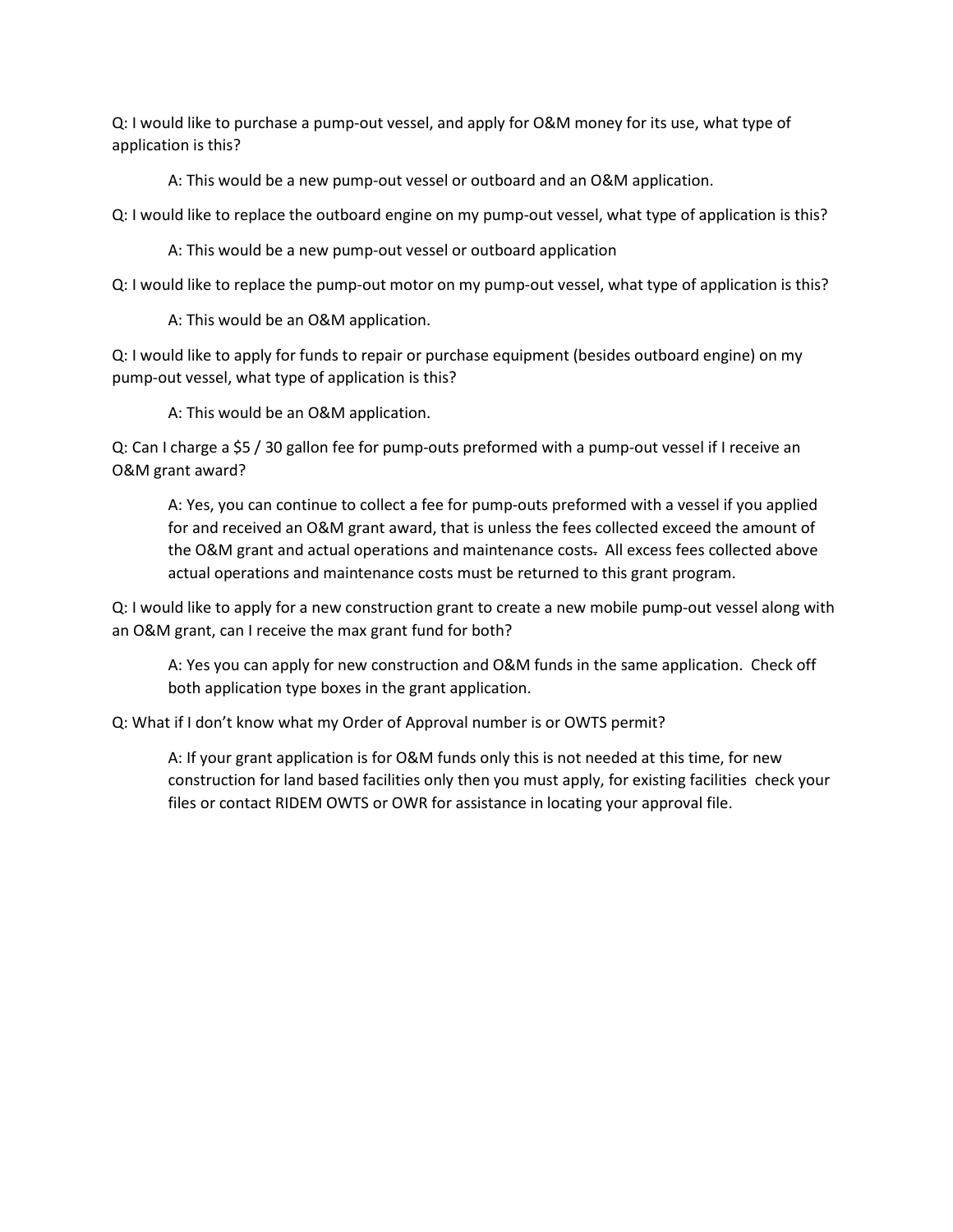Q: I would like to purchase a pump-out vessel, and apply for O&M money for its use, what type of application is this?

A: This would be a new pump-out vessel or outboard and an O&M application.

Q: I would like to replace the outboard engine on my pump-out vessel, what type of application is this?

A: This would be a new pump-out vessel or outboard application

Q: I would like to replace the pump-out motor on my pump-out vessel, what type of application is this?

A: This would be an O&M application.

Q: I would like to apply for funds to repair or purchase equipment (besides outboard engine) on my pump-out vessel, what type of application is this?

A: This would be an O&M application.

Q: Can I charge a $5 / 30 gallon fee for pump-outs preformed with a pump-out vessel if I receive an O&M grant award?

A: Yes, you can continue to collect a fee for pump-outs preformed with a vessel if you applied for and received an O&M grant award, that is unless the fees collected exceed the amount of the O&M grant and actual operations and maintenance costs. All excess fees collected above actual operations and maintenance costs must be returned to this grant program.

Q: I would like to apply for a new construction grant to create a new mobile pump-out vessel along with an O&M grant, can I receive the max grant fund for both?

A: Yes you can apply for new construction and O&M funds in the same application. Check off both application type boxes in the grant application.

Q: What if I don't know what my Order of Approval number is or OWTS permit?

A: If your grant application is for O&M funds only this is not needed at this time, for new construction for land based facilities only then you must apply, for existing facilities check your files or contact RIDEM OWTS or OWR for assistance in locating your approval file.